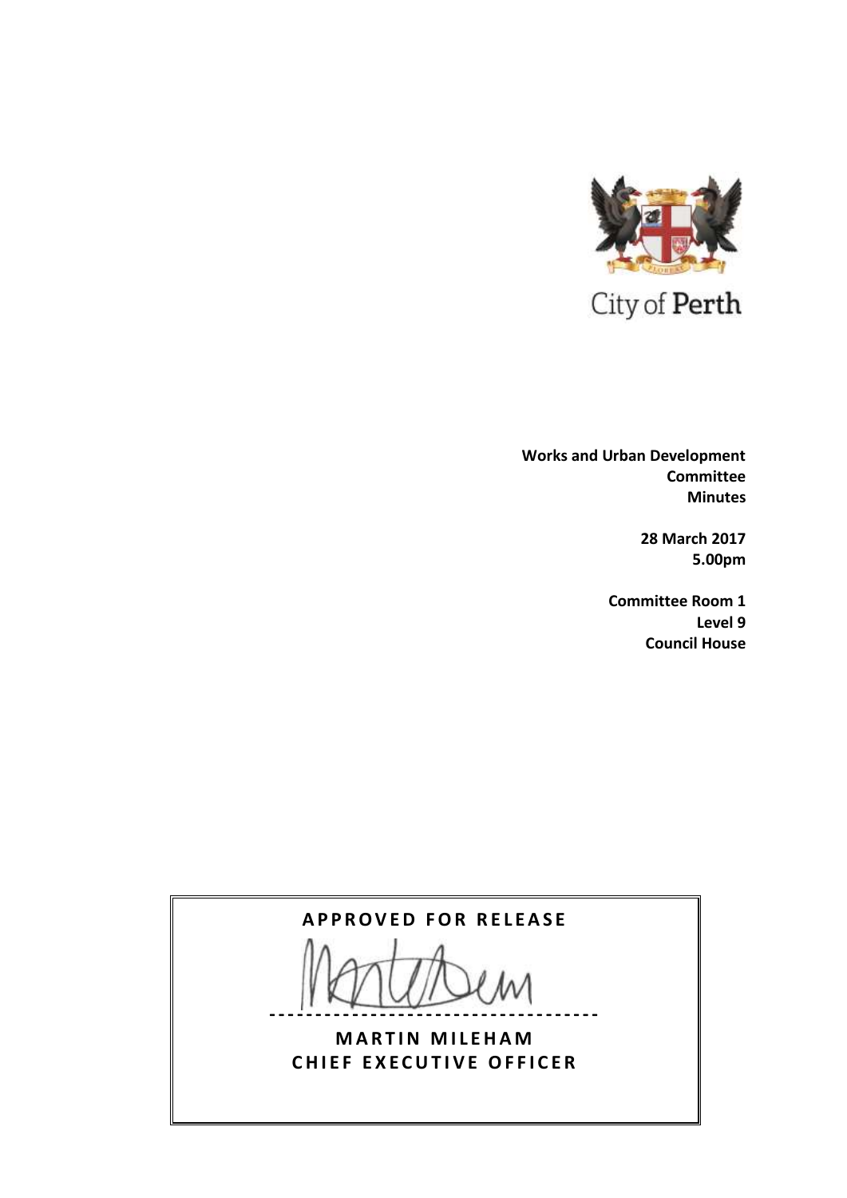City of Perth

**Works and Urban Development Committee**
**Minutes**

**28 March 2017**
**5.00pm**

**Committee Room 1**
**Level 9**
**Council House**

**APPROVED FOR RELEASE**

---

**MARTIN MILEHAM**
**CHIEF EXECUTIVE OFFICER**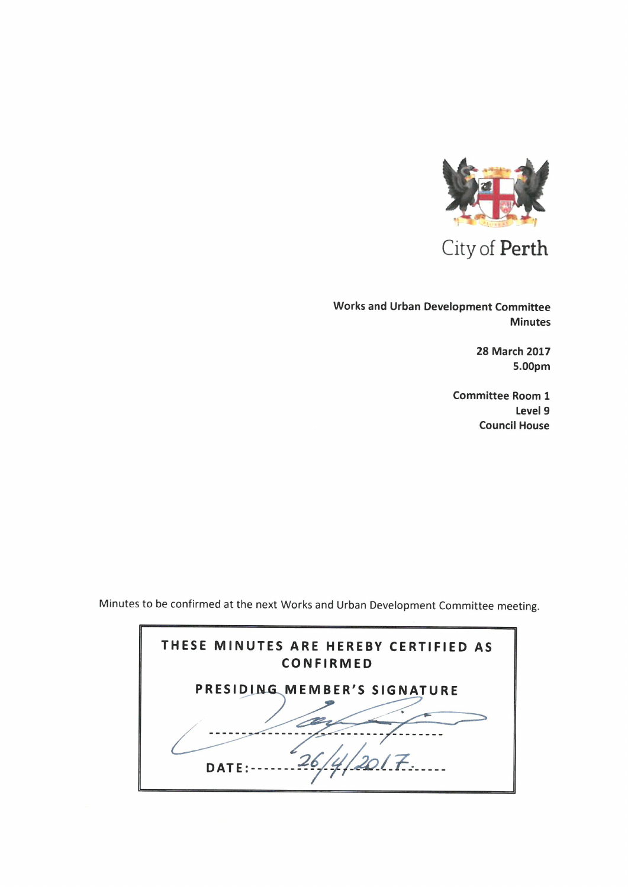City of Perth

**Works and Urban Development Committee Minutes**

**28 March 2017**
**5.00pm**

**Committee Room 1**
**Level 9**
**Council House**

Minutes to be confirmed at the next Works and Urban Development Committee meeting.

| THESE MINUTES ARE HEREBY CERTIFIED AS CONFIRMED |
| --- |
| PRESIDING MEMBER'S SIGNATURE |
| ------------------------------------- |
| DATE: 26/4/2017 |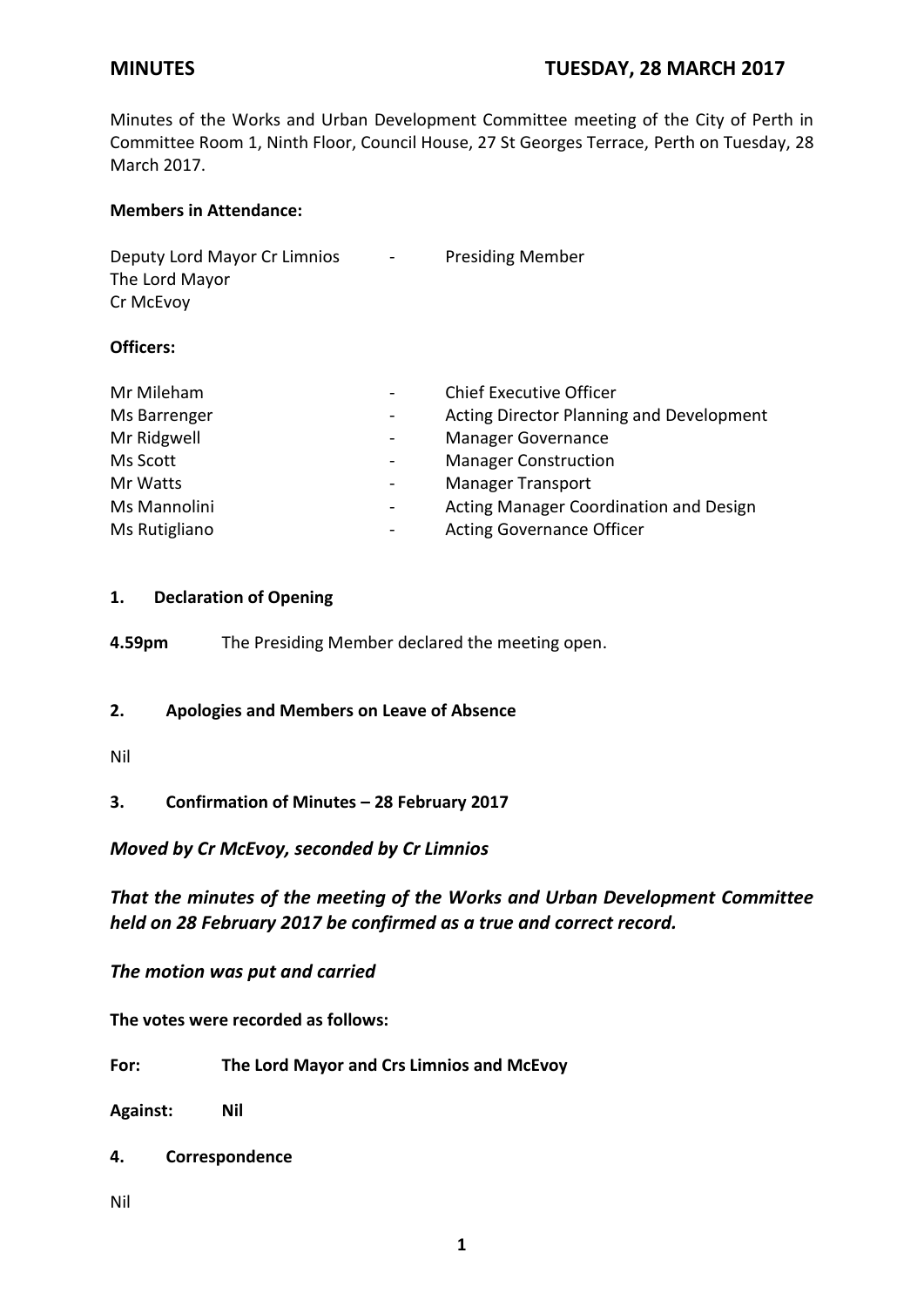**MINUTES** **TUESDAY, 28 MARCH 2017**

Minutes of the Works and Urban Development Committee meeting of the City of Perth in Committee Room 1, Ninth Floor, Council House, 27 St Georges Terrace, Perth on Tuesday, 28 March 2017.

**Members in Attendance:**

| | | |
|---|---|---|
| Deputy Lord Mayor Cr Limnios | - | Presiding Member |
| The Lord Mayor | | |
| Cr McEvoy | | |

**Officers:**

| | | |
|---|---|---|
| Mr Mileham | - | Chief Executive Officer |
| Ms Barrenger | - | Acting Director Planning and Development |
| Mr Ridgwell | - | Manager Governance |
| Ms Scott | - | Manager Construction |
| Mr Watts | - | Manager Transport |
| Ms Mannolini | - | Acting Manager Coordination and Design |
| Ms Rutigliano | - | Acting Governance Officer |

**1. Declaration of Opening**

**4.59pm** The Presiding Member declared the meeting open.

**2. Apologies and Members on Leave of Absence**

Nil

**3. Confirmation of Minutes – 28 February 2017**

***Moved by Cr McEvoy, seconded by Cr Limnios***

***That the minutes of the meeting of the Works and Urban Development Committee held on 28 February 2017 be confirmed as a true and correct record.***

***The motion was put and carried***

**The votes were recorded as follows:**

**For:** **The Lord Mayor and Crs Limnios and McEvoy**

**Against:** **Nil**

**4. Correspondence**

Nil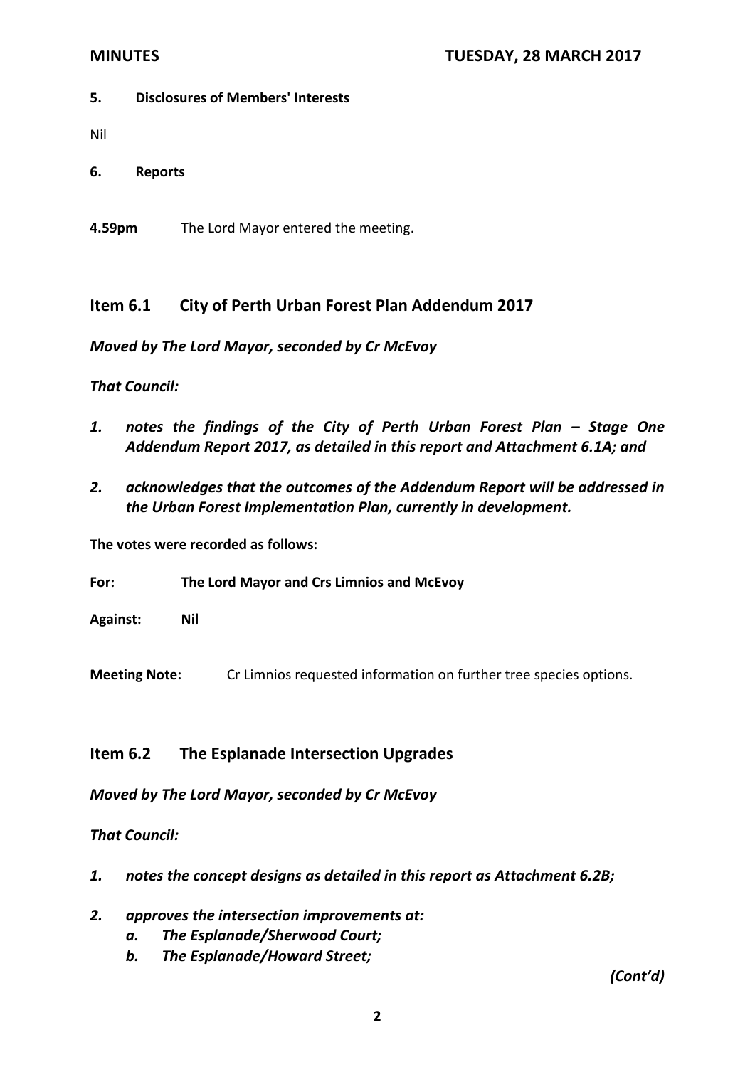**5. Disclosures of Members' Interests**

Nil

**6. Reports**

**4.59pm** The Lord Mayor entered the meeting.

## Item 6.1 City of Perth Urban Forest Plan Addendum 2017

***Moved by The Lord Mayor, seconded by Cr McEvoy***

***That Council:***

1. ***notes the findings of the City of Perth Urban Forest Plan – Stage One Addendum Report 2017, as detailed in this report and Attachment 6.1A; and***
2. ***acknowledges that the outcomes of the Addendum Report will be addressed in the Urban Forest Implementation Plan, currently in development.***

**The votes were recorded as follows:**

**For:** **The Lord Mayor and Crs Limnios and McEvoy**

**Against:** **Nil**

**Meeting Note:** Cr Limnios requested information on further tree species options.

## Item 6.2 The Esplanade Intersection Upgrades

***Moved by The Lord Mayor, seconded by Cr McEvoy***

***That Council:***

1. ***notes the concept designs as detailed in this report as Attachment 6.2B;***
2. ***approves the intersection improvements at:***
   a. ***The Esplanade/Sherwood Court;***
   b. ***The Esplanade/Howard Street;***

***(Cont'd)***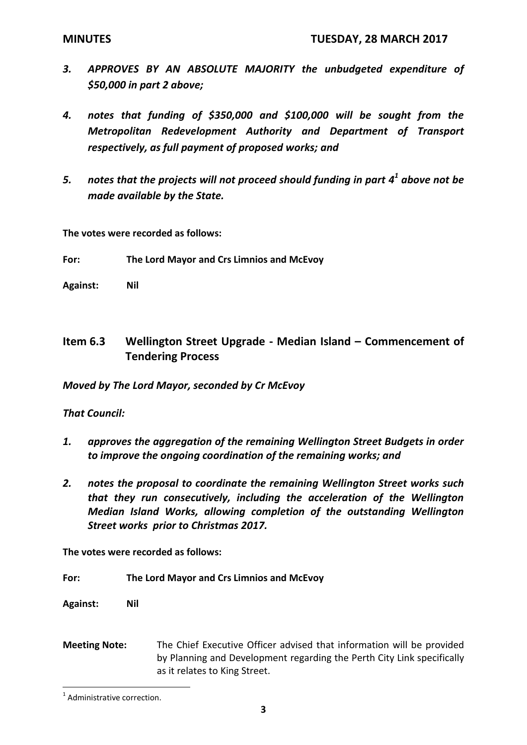*3. **APPROVES BY AN ABSOLUTE MAJORITY** the unbudgeted expenditure of $50,000 in part 2 above;*

*4. **notes that funding of $350,000 and $100,000 will be sought from the Metropolitan Redevelopment Authority and Department of Transport respectively, as full payment of proposed works; and***

*5. **notes that the projects will not proceed should funding in part 4[1] above not be made available by the State.***

**The votes were recorded as follows:**

**For:** **The Lord Mayor and Crs Limnios and McEvoy**

**Against:** **Nil**

## Item 6.3 Wellington Street Upgrade - Median Island – Commencement of Tendering Process

***Moved by The Lord Mayor, seconded by Cr McEvoy***

***That Council:***

***1. approves the aggregation of the remaining Wellington Street Budgets in order to improve the ongoing coordination of the remaining works; and***

***2. notes the proposal to coordinate the remaining Wellington Street works such that they run consecutively, including the acceleration of the Wellington Median Island Works, allowing completion of the outstanding Wellington Street works prior to Christmas 2017.***

**The votes were recorded as follows:**

**For:** **The Lord Mayor and Crs Limnios and McEvoy**

**Against:** **Nil**

**Meeting Note:** The Chief Executive Officer advised that information will be provided by Planning and Development regarding the Perth City Link specifically as it relates to King Street.

[1] Administrative correction.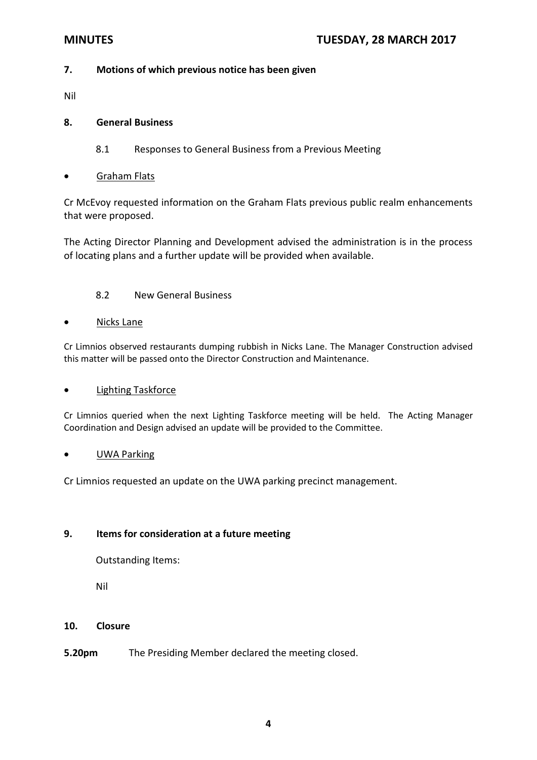## 7. Motions of which previous notice has been given

Nil

## 8. General Business

### 8.1 Responses to General Business from a Previous Meeting

- Graham Flats

Cr McEvoy requested information on the Graham Flats previous public realm enhancements that were proposed.

The Acting Director Planning and Development advised the administration is in the process of locating plans and a further update will be provided when available.

### 8.2 New General Business

- Nicks Lane

Cr Limnios observed restaurants dumping rubbish in Nicks Lane. The Manager Construction advised this matter will be passed onto the Director Construction and Maintenance.

- Lighting Taskforce

Cr Limnios queried when the next Lighting Taskforce meeting will be held. The Acting Manager Coordination and Design advised an update will be provided to the Committee.

- UWA Parking

Cr Limnios requested an update on the UWA parking precinct management.

## 9. Items for consideration at a future meeting

Outstanding Items:

Nil

## 10. Closure

**5.20pm** The Presiding Member declared the meeting closed.